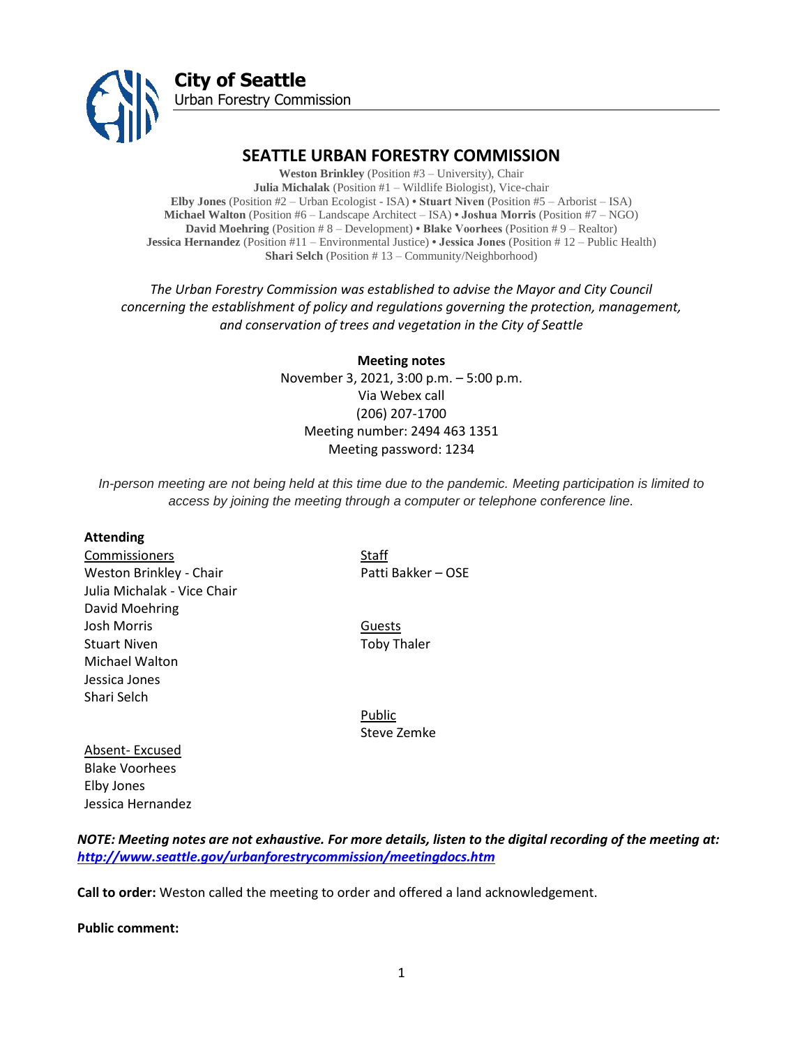**City of Seattle**
Urban Forestry Commission

# SEATTLE URBAN FORESTRY COMMISSION

**Weston Brinkley** (Position #3 – University), Chair
**Julia Michalak** (Position #1 – Wildlife Biologist), Vice-chair
**Elby Jones** (Position #2 – Urban Ecologist - ISA) • **Stuart Niven** (Position #5 – Arborist – ISA)
**Michael Walton** (Position #6 – Landscape Architect – ISA) • **Joshua Morris** (Position #7 – NGO)
**David Moehring** (Position # 8 – Development) • **Blake Voorhees** (Position # 9 – Realtor)
**Jessica Hernandez** (Position #11 – Environmental Justice) • **Jessica Jones** (Position # 12 – Public Health)
**Shari Selch** (Position # 13 – Community/Neighborhood)

*The Urban Forestry Commission was established to advise the Mayor and City Council concerning the establishment of policy and regulations governing the protection, management, and conservation of trees and vegetation in the City of Seattle*

**Meeting notes**
November 3, 2021, 3:00 p.m. – 5:00 p.m.
Via Webex call
(206) 207-1700
Meeting number: 2494 463 1351
Meeting password: 1234

*In-person meeting are not being held at this time due to the pandemic. Meeting participation is limited to access by joining the meeting through a computer or telephone conference line.*

**Attending**

Commissioners
Weston Brinkley - Chair
Julia Michalak - Vice Chair
David Moehring
Josh Morris
Stuart Niven
Michael Walton
Jessica Jones
Shari Selch

Staff
Patti Bakker – OSE

Guests
Toby Thaler

Public
Steve Zemke

Absent- Excused
Blake Voorhees
Elby Jones
Jessica Hernandez

***NOTE: Meeting notes are not exhaustive. For more details, listen to the digital recording of the meeting at: [http://www.seattle.gov/urbanforestrycommission/meetingdocs.htm](http://www.seattle.gov/urbanforestrycommission/meetingdocs.htm)***

**Call to order:** Weston called the meeting to order and offered a land acknowledgement.

**Public comment:**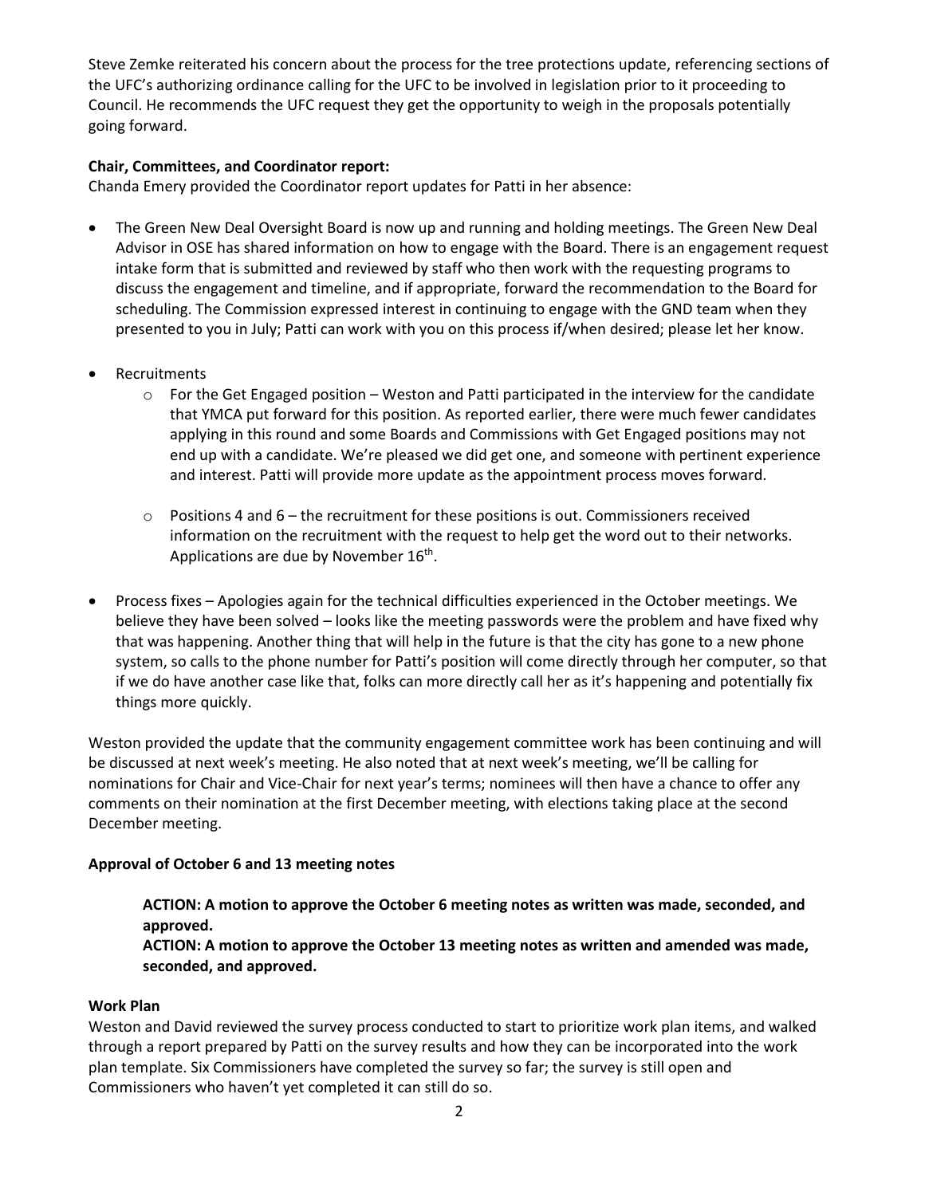Steve Zemke reiterated his concern about the process for the tree protections update, referencing sections of the UFC's authorizing ordinance calling for the UFC to be involved in legislation prior to it proceeding to Council. He recommends the UFC request they get the opportunity to weigh in the proposals potentially going forward.

**Chair, Committees, and Coordinator report:**
Chanda Emery provided the Coordinator report updates for Patti in her absence:

- The Green New Deal Oversight Board is now up and running and holding meetings. The Green New Deal Advisor in OSE has shared information on how to engage with the Board. There is an engagement request intake form that is submitted and reviewed by staff who then work with the requesting programs to discuss the engagement and timeline, and if appropriate, forward the recommendation to the Board for scheduling. The Commission expressed interest in continuing to engage with the GND team when they presented to you in July; Patti can work with you on this process if/when desired; please let her know.

- Recruitments
  - For the Get Engaged position – Weston and Patti participated in the interview for the candidate that YMCA put forward for this position. As reported earlier, there were much fewer candidates applying in this round and some Boards and Commissions with Get Engaged positions may not end up with a candidate. We're pleased we did get one, and someone with pertinent experience and interest. Patti will provide more update as the appointment process moves forward.

  - Positions 4 and 6 – the recruitment for these positions is out. Commissioners received information on the recruitment with the request to help get the word out to their networks. Applications are due by November 16th.

- Process fixes – Apologies again for the technical difficulties experienced in the October meetings. We believe they have been solved – looks like the meeting passwords were the problem and have fixed why that was happening. Another thing that will help in the future is that the city has gone to a new phone system, so calls to the phone number for Patti's position will come directly through her computer, so that if we do have another case like that, folks can more directly call her as it's happening and potentially fix things more quickly.

Weston provided the update that the community engagement committee work has been continuing and will be discussed at next week's meeting. He also noted that at next week's meeting, we'll be calling for nominations for Chair and Vice-Chair for next year's terms; nominees will then have a chance to offer any comments on their nomination at the first December meeting, with elections taking place at the second December meeting.

**Approval of October 6 and 13 meeting notes**

> **ACTION: A motion to approve the October 6 meeting notes as written was made, seconded, and approved.**
> **ACTION: A motion to approve the October 13 meeting notes as written and amended was made, seconded, and approved.**

**Work Plan**
Weston and David reviewed the survey process conducted to start to prioritize work plan items, and walked through a report prepared by Patti on the survey results and how they can be incorporated into the work plan template. Six Commissioners have completed the survey so far; the survey is still open and Commissioners who haven't yet completed it can still do so.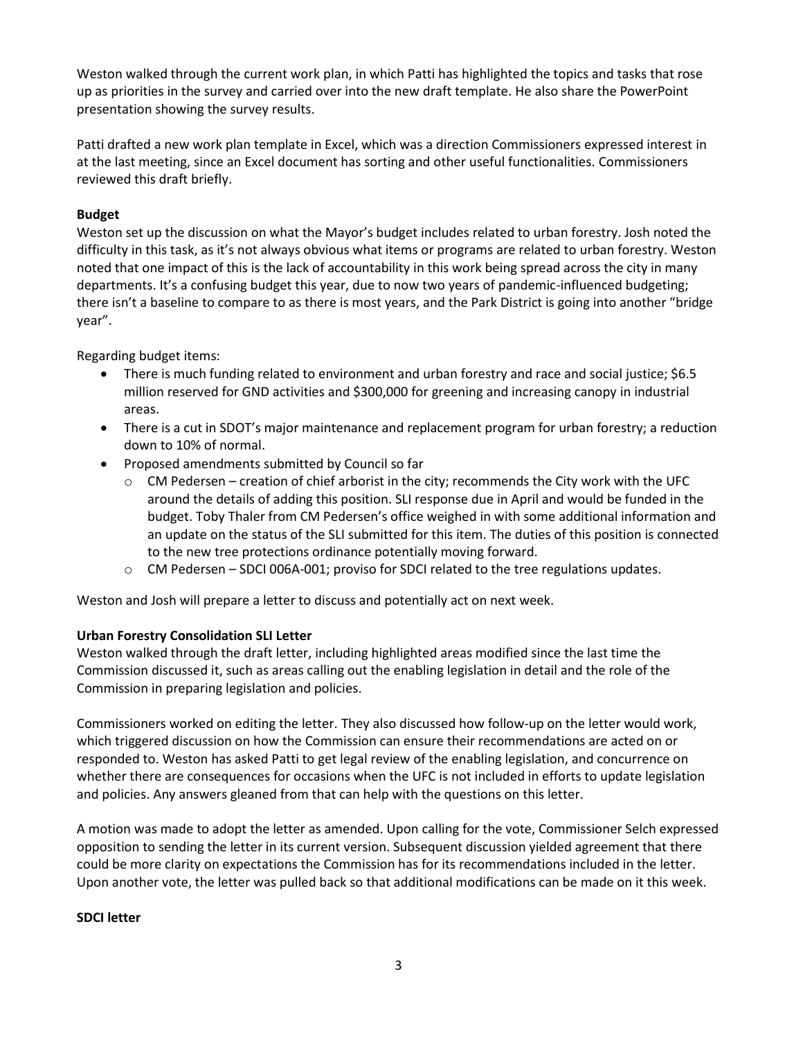Weston walked through the current work plan, in which Patti has highlighted the topics and tasks that rose up as priorities in the survey and carried over into the new draft template. He also share the PowerPoint presentation showing the survey results.

Patti drafted a new work plan template in Excel, which was a direction Commissioners expressed interest in at the last meeting, since an Excel document has sorting and other useful functionalities. Commissioners reviewed this draft briefly.

**Budget**
Weston set up the discussion on what the Mayor's budget includes related to urban forestry. Josh noted the difficulty in this task, as it's not always obvious what items or programs are related to urban forestry. Weston noted that one impact of this is the lack of accountability in this work being spread across the city in many departments. It's a confusing budget this year, due to now two years of pandemic-influenced budgeting; there isn't a baseline to compare to as there is most years, and the Park District is going into another "bridge year".

Regarding budget items:

- There is much funding related to environment and urban forestry and race and social justice; $6.5 million reserved for GND activities and $300,000 for greening and increasing canopy in industrial areas.
- There is a cut in SDOT's major maintenance and replacement program for urban forestry; a reduction down to 10% of normal.
- Proposed amendments submitted by Council so far
  - CM Pedersen – creation of chief arborist in the city; recommends the City work with the UFC around the details of adding this position. SLI response due in April and would be funded in the budget. Toby Thaler from CM Pedersen's office weighed in with some additional information and an update on the status of the SLI submitted for this item. The duties of this position is connected to the new tree protections ordinance potentially moving forward.
  - CM Pedersen – SDCI 006A-001; proviso for SDCI related to the tree regulations updates.

Weston and Josh will prepare a letter to discuss and potentially act on next week.

**Urban Forestry Consolidation SLI Letter**
Weston walked through the draft letter, including highlighted areas modified since the last time the Commission discussed it, such as areas calling out the enabling legislation in detail and the role of the Commission in preparing legislation and policies.

Commissioners worked on editing the letter. They also discussed how follow-up on the letter would work, which triggered discussion on how the Commission can ensure their recommendations are acted on or responded to. Weston has asked Patti to get legal review of the enabling legislation, and concurrence on whether there are consequences for occasions when the UFC is not included in efforts to update legislation and policies. Any answers gleaned from that can help with the questions on this letter.

A motion was made to adopt the letter as amended. Upon calling for the vote, Commissioner Selch expressed opposition to sending the letter in its current version. Subsequent discussion yielded agreement that there could be more clarity on expectations the Commission has for its recommendations included in the letter. Upon another vote, the letter was pulled back so that additional modifications can be made on it this week.

**SDCI letter**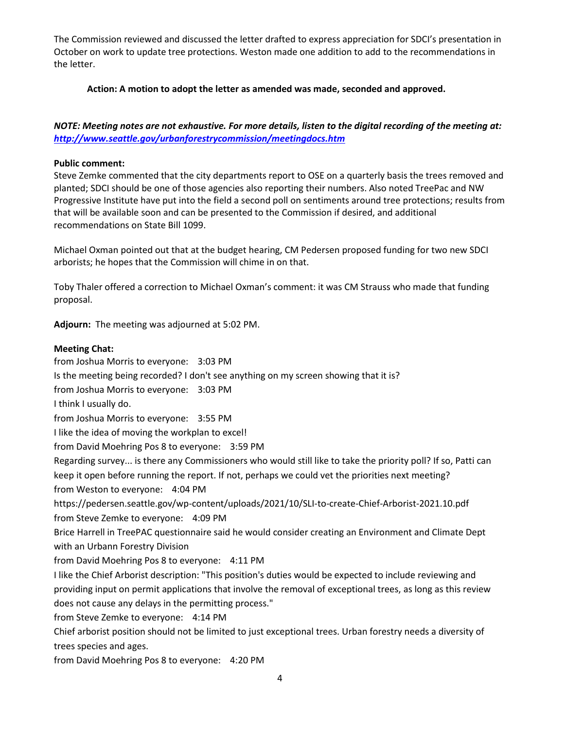The Commission reviewed and discussed the letter drafted to express appreciation for SDCI's presentation in October on work to update tree protections. Weston made one addition to add to the recommendations in the letter.

**Action: A motion to adopt the letter as amended was made, seconded and approved.**

***NOTE: Meeting notes are not exhaustive. For more details, listen to the digital recording of the meeting at: [http://www.seattle.gov/urbanforestrycommission/meetingdocs.htm](http://www.seattle.gov/urbanforestrycommission/meetingdocs.htm)***

**Public comment:**
Steve Zemke commented that the city departments report to OSE on a quarterly basis the trees removed and planted; SDCI should be one of those agencies also reporting their numbers. Also noted TreePac and NW Progressive Institute have put into the field a second poll on sentiments around tree protections; results from that will be available soon and can be presented to the Commission if desired, and additional recommendations on State Bill 1099.

Michael Oxman pointed out that at the budget hearing, CM Pedersen proposed funding for two new SDCI arborists; he hopes that the Commission will chime in on that.

Toby Thaler offered a correction to Michael Oxman's comment: it was CM Strauss who made that funding proposal.

**Adjourn:** The meeting was adjourned at 5:02 PM.

**Meeting Chat:**
from Joshua Morris to everyone: 3:03 PM
Is the meeting being recorded? I don't see anything on my screen showing that it is?
from Joshua Morris to everyone: 3:03 PM
I think I usually do.
from Joshua Morris to everyone: 3:55 PM
I like the idea of moving the workplan to excel!
from David Moehring Pos 8 to everyone: 3:59 PM
Regarding survey... is there any Commissioners who would still like to take the priority poll? If so, Patti can keep it open before running the report. If not, perhaps we could vet the priorities next meeting?
from Weston to everyone: 4:04 PM
https://pedersen.seattle.gov/wp-content/uploads/2021/10/SLI-to-create-Chief-Arborist-2021.10.pdf
from Steve Zemke to everyone: 4:09 PM
Brice Harrell in TreePAC questionnaire said he would consider creating an Environment and Climate Dept with an Urbann Forestry Division
from David Moehring Pos 8 to everyone: 4:11 PM
I like the Chief Arborist description: "This position's duties would be expected to include reviewing and providing input on permit applications that involve the removal of exceptional trees, as long as this review does not cause any delays in the permitting process."
from Steve Zemke to everyone: 4:14 PM
Chief arborist position should not be limited to just exceptional trees. Urban forestry needs a diversity of trees species and ages.
from David Moehring Pos 8 to everyone: 4:20 PM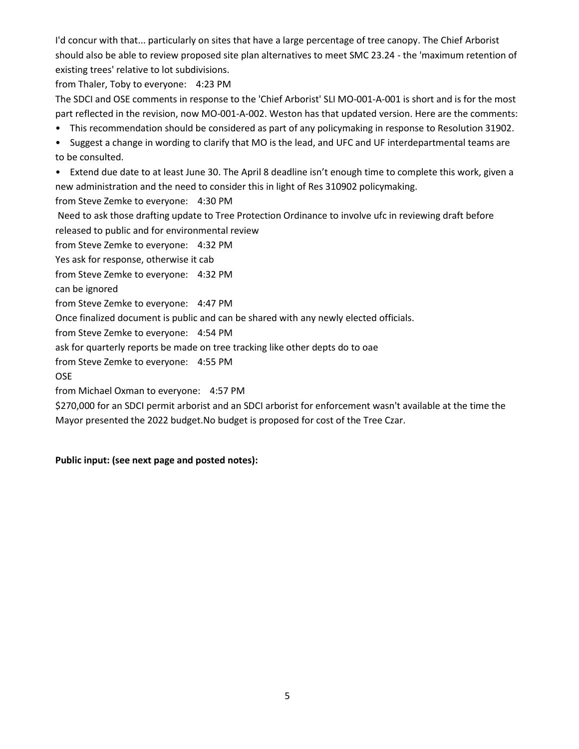I'd concur with that... particularly on sites that have a large percentage of tree canopy. The Chief Arborist should also be able to review proposed site plan alternatives to meet SMC 23.24 - the 'maximum retention of existing trees' relative to lot subdivisions.

from Thaler, Toby to everyone: 4:23 PM

The SDCI and OSE comments in response to the 'Chief Arborist' SLI MO-001-A-001 is short and is for the most part reflected in the revision, now MO-001-A-002. Weston has that updated version. Here are the comments:

- This recommendation should be considered as part of any policymaking in response to Resolution 31902.
- Suggest a change in wording to clarify that MO is the lead, and UFC and UF interdepartmental teams are to be consulted.
- Extend due date to at least June 30. The April 8 deadline isn't enough time to complete this work, given a new administration and the need to consider this in light of Res 310902 policymaking.

from Steve Zemke to everyone: 4:30 PM

Need to ask those drafting update to Tree Protection Ordinance to involve ufc in reviewing draft before released to public and for environmental review

from Steve Zemke to everyone: 4:32 PM

Yes ask for response, otherwise it cab

from Steve Zemke to everyone: 4:32 PM

can be ignored

from Steve Zemke to everyone: 4:47 PM

Once finalized document is public and can be shared with any newly elected officials.

from Steve Zemke to everyone: 4:54 PM

ask for quarterly reports be made on tree tracking like other depts do to oae

from Steve Zemke to everyone: 4:55 PM

OSE

from Michael Oxman to everyone: 4:57 PM

$270,000 for an SDCI permit arborist and an SDCI arborist for enforcement wasn't available at the time the Mayor presented the 2022 budget.No budget is proposed for cost of the Tree Czar.

**Public input: (see next page and posted notes):**